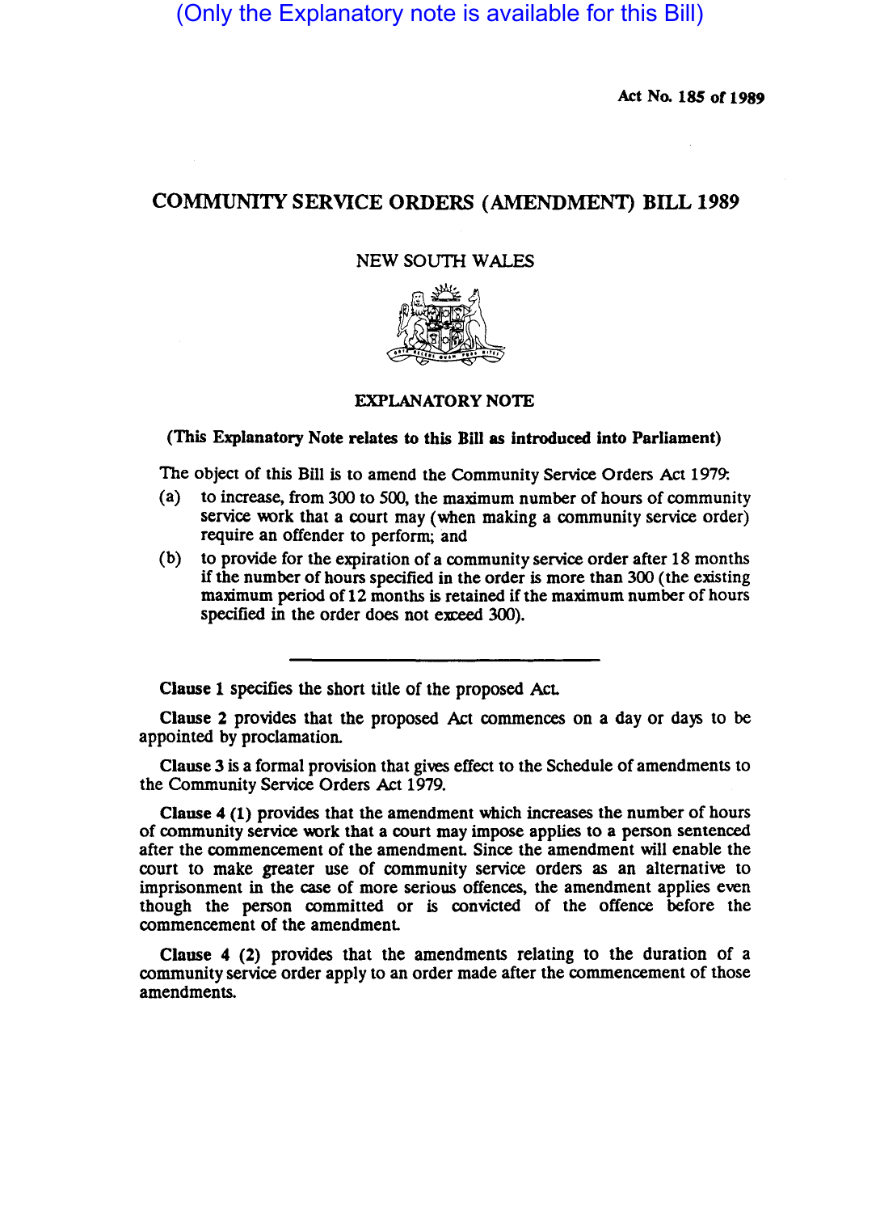(Only the Explanatory note is available for this Bill)

Act No. 185 of 1989

# COMMUNITY SERVICE ORDERS (AMENDMENT) BILL 1989

NEW SOUTH WALES

## EXPLANATORY NOTE

**(This Explanatory Note relates to this Bill as introduced into Parliament)**

The object of this Bill is to amend the Community Service Orders Act 1979:

(a) to increase, from 300 to 500, the maximum number of hours of community service work that a court may (when making a community service order) require an offender to perform; and

(b) to provide for the expiration of a community service order after 18 months if the number of hours specified in the order is more than 300 (the existing maximum period of 12 months is retained if the maximum number of hours specified in the order does not exceed 300).

---

**Clause 1** specifies the short title of the proposed Act.

**Clause 2** provides that the proposed Act commences on a day or days to be appointed by proclamation.

**Clause 3** is a formal provision that gives effect to the Schedule of amendments to the Community Service Orders Act 1979.

**Clause 4 (1)** provides that the amendment which increases the number of hours of community service work that a court may impose applies to a person sentenced after the commencement of the amendment. Since the amendment will enable the court to make greater use of community service orders as an alternative to imprisonment in the case of more serious offences, the amendment applies even though the person committed or is convicted of the offence before the commencement of the amendment.

**Clause 4 (2)** provides that the amendments relating to the duration of a community service order apply to an order made after the commencement of those amendments.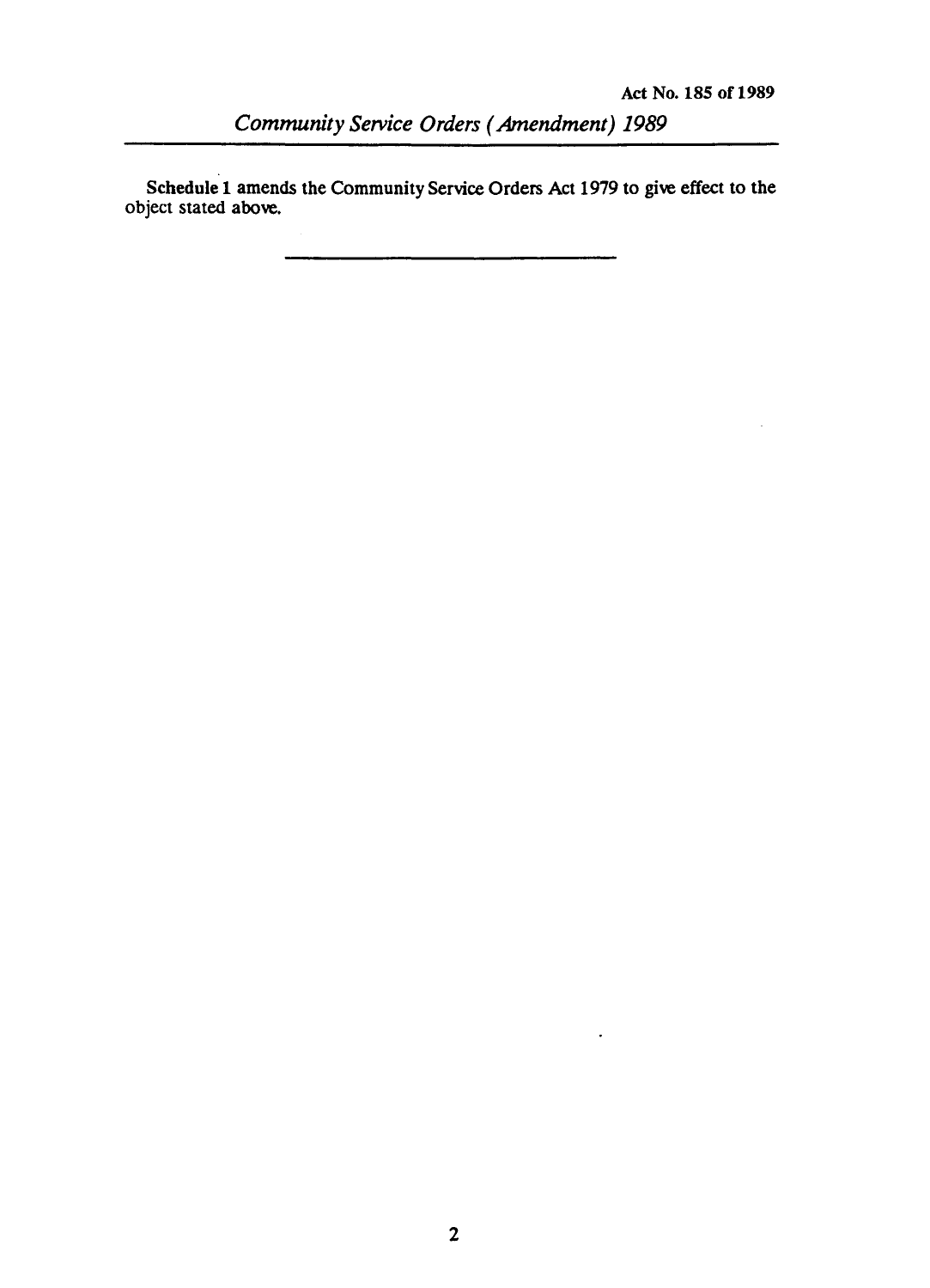Schedule 1 amends the Community Service Orders Act 1979 to give effect to the object stated above.